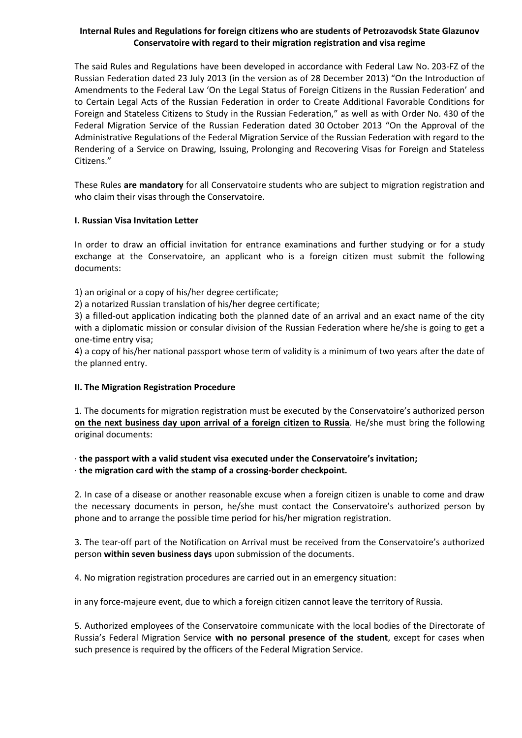# Internal Rules and Regulations for foreign citizens who are students of Petrozavodsk State Glazunov Conservatoire with regard to their migration registration and visa regime

The said Rules and Regulations have been developed in accordance with Federal Law No. 203-FZ of the Russian Federation dated 23 July 2013 (in the version as of 28 December 2013) "On the Introduction of Amendments to the Federal Law 'On the Legal Status of Foreign Citizens in the Russian Federation' and to Certain Legal Acts of the Russian Federation in order to Create Additional Favorable Conditions for Foreign and Stateless Citizens to Study in the Russian Federation," as well as with Order No. 430 of the Federal Migration Service of the Russian Federation dated 30 October 2013 "On the Approval of the Administrative Regulations of the Federal Migration Service of the Russian Federation with regard to the Rendering of a Service on Drawing, Issuing, Prolonging and Recovering Visas for Foreign and Stateless Citizens."

These Rules **are mandatory** for all Conservatoire students who are subject to migration registration and who claim their visas through the Conservatoire.

## I. Russian Visa Invitation Letter

In order to draw an official invitation for entrance examinations and further studying or for a study exchange at the Conservatoire, an applicant who is a foreign citizen must submit the following documents:

1) an original or a copy of his/her degree certificate;
2) a notarized Russian translation of his/her degree certificate;
3) a filled-out application indicating both the planned date of an arrival and an exact name of the city with a diplomatic mission or consular division of the Russian Federation where he/she is going to get a one-time entry visa;
4) a copy of his/her national passport whose term of validity is a minimum of two years after the date of the planned entry.

## II. The Migration Registration Procedure

1. The documents for migration registration must be executed by the Conservatoire's authorized person **on the next business day upon arrival of a foreign citizen to Russia**. He/she must bring the following original documents:

· **the passport with a valid student visa executed under the Conservatoire's invitation;**
· **the migration card with the stamp of a crossing-border checkpoint.**

2. In case of a disease or another reasonable excuse when a foreign citizen is unable to come and draw the necessary documents in person, he/she must contact the Conservatoire's authorized person by phone and to arrange the possible time period for his/her migration registration.

3. The tear-off part of the Notification on Arrival must be received from the Conservatoire's authorized person **within seven business days** upon submission of the documents.

4. No migration registration procedures are carried out in an emergency situation:

in any force-majeure event, due to which a foreign citizen cannot leave the territory of Russia.

5. Authorized employees of the Conservatoire communicate with the local bodies of the Directorate of Russia's Federal Migration Service **with no personal presence of the student**, except for cases when such presence is required by the officers of the Federal Migration Service.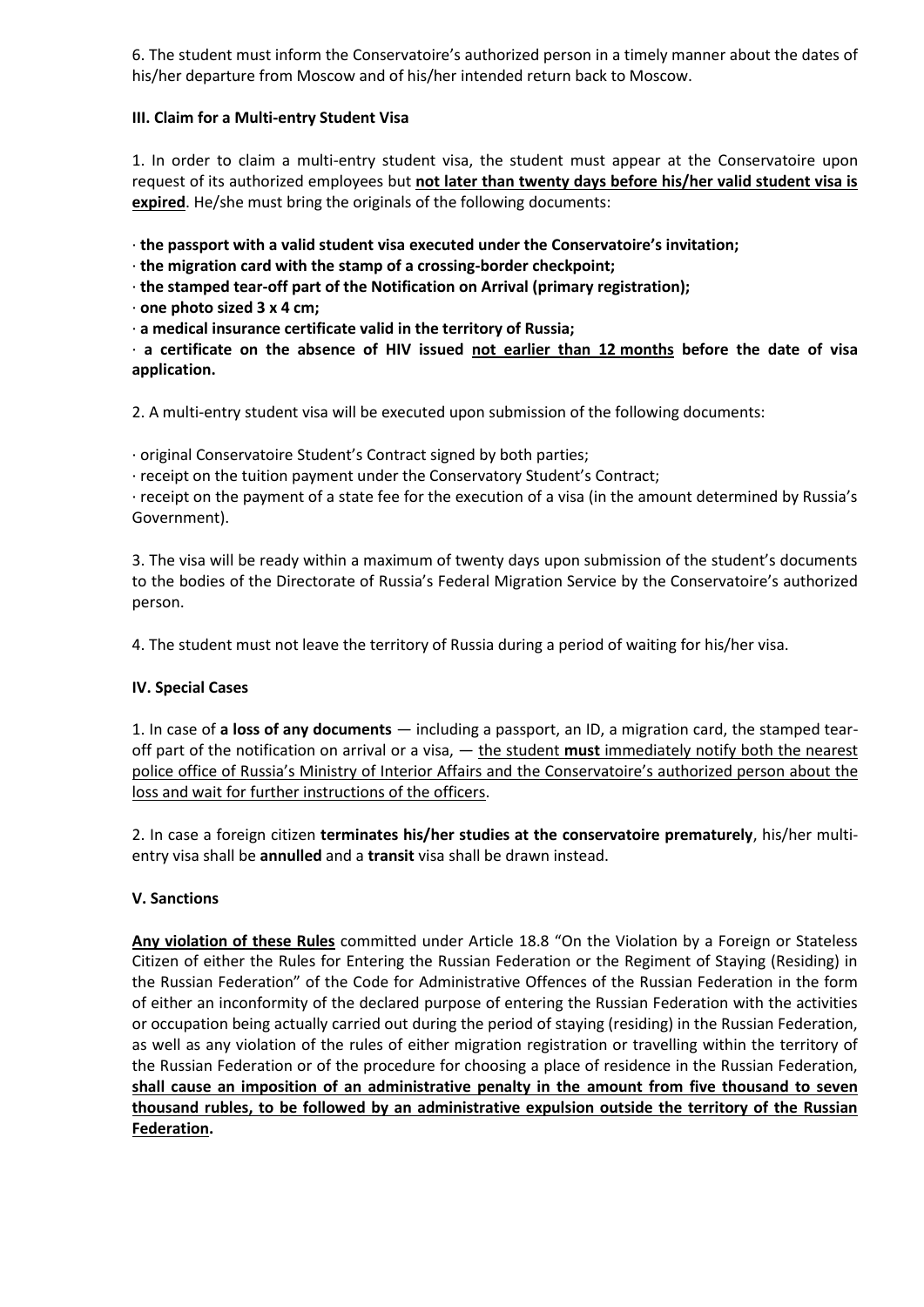6. The student must inform the Conservatoire's authorized person in a timely manner about the dates of his/her departure from Moscow and of his/her intended return back to Moscow.

### III. Claim for a Multi-entry Student Visa

1. In order to claim a multi-entry student visa, the student must appear at the Conservatoire upon request of its authorized employees but **<u>not later than twenty days before his/her valid student visa is expired</u>**. He/she must bring the originals of the following documents:

· **the passport with a valid student visa executed under the Conservatoire's invitation;**
· **the migration card with the stamp of a crossing-border checkpoint;**
· **the stamped tear-off part of the Notification on Arrival (primary registration);**
· **one photo sized 3 x 4 cm;**
· **a medical insurance certificate valid in the territory of Russia;**
· **a certificate on the absence of HIV issued <u>not earlier than 12 months</u> before the date of visa application.**

2. A multi-entry student visa will be executed upon submission of the following documents:

· original Conservatoire Student's Contract signed by both parties;
· receipt on the tuition payment under the Conservatory Student's Contract;
· receipt on the payment of a state fee for the execution of a visa (in the amount determined by Russia's Government).

3. The visa will be ready within a maximum of twenty days upon submission of the student's documents to the bodies of the Directorate of Russia's Federal Migration Service by the Conservatoire's authorized person.

4. The student must not leave the territory of Russia during a period of waiting for his/her visa.

### IV. Special Cases

1. In case of **a loss of any documents** — including a passport, an ID, a migration card, the stamped tear-off part of the notification on arrival or a visa, — <u>the student **must** immediately notify both the nearest police office of Russia's Ministry of Interior Affairs and the Conservatoire's authorized person about the loss and wait for further instructions of the officers</u>.

2. In case a foreign citizen **terminates his/her studies at the conservatoire prematurely**, his/her multi-entry visa shall be **annulled** and a **transit** visa shall be drawn instead.

### V. Sanctions

**<u>Any violation of these Rules</u>** committed under Article 18.8 "On the Violation by a Foreign or Stateless Citizen of either the Rules for Entering the Russian Federation or the Regiment of Staying (Residing) in the Russian Federation" of the Code for Administrative Offences of the Russian Federation in the form of either an inconformity of the declared purpose of entering the Russian Federation with the activities or occupation being actually carried out during the period of staying (residing) in the Russian Federation, as well as any violation of the rules of either migration registration or travelling within the territory of the Russian Federation or of the procedure for choosing a place of residence in the Russian Federation, **<u>shall cause an imposition of an administrative penalty in the amount from five thousand to seven thousand rubles, to be followed by an administrative expulsion outside the territory of the Russian Federation</u>.**